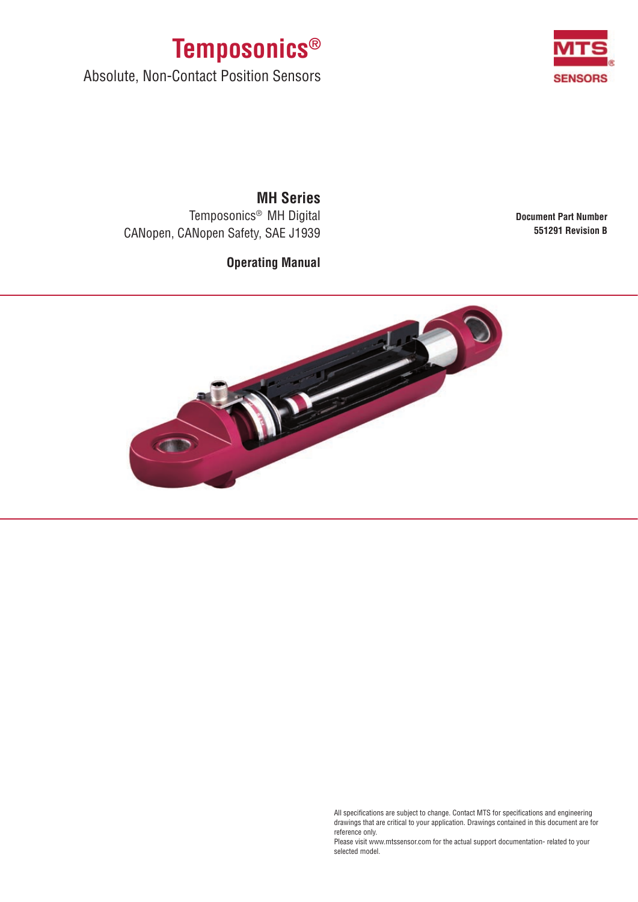# Temposonics®

Absolute, Non-Contact Position Sensors

MTS SENSORS

## MH Series

Temposonics® MH Digital
CANopen, CANopen Safety, SAE J1939

**Operating Manual**

**Document Part Number**
**551291 Revision B**

All specifications are subject to change. Contact MTS for specifications and engineering drawings that are critical to your application. Drawings contained in this document are for reference only.
Please visit www.mtssensor.com for the actual support documentation- related to your selected model.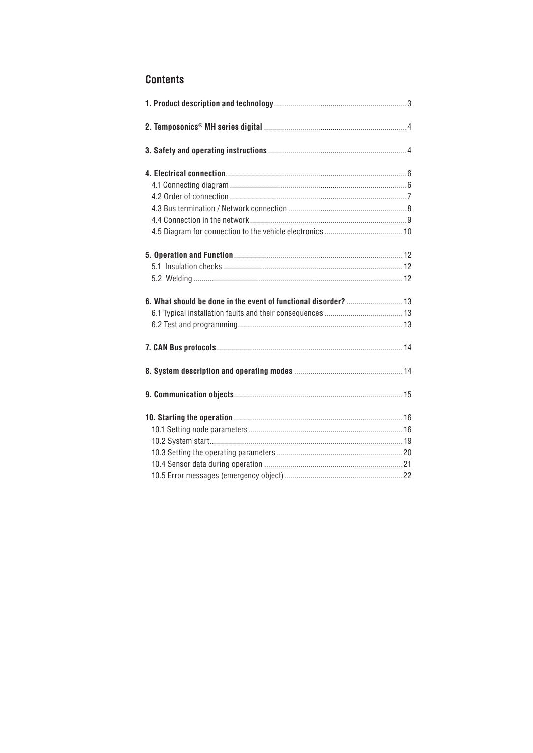## Contents

**1. Product description and technology** ..... 3

**2. Temposonics® MH series digital** ..... 4

**3. Safety and operating instructions** ..... 4

**4. Electrical connection** ..... 6
- 4.1 Connecting diagram ..... 6
- 4.2 Order of connection ..... 7
- 4.3 Bus termination / Network connection ..... 8
- 4.4 Connection in the network ..... 9
- 4.5 Diagram for connection to the vehicle electronics ..... 10

**5. Operation and Function** ..... 12
- 5.1 Insulation checks ..... 12
- 5.2 Welding ..... 12

**6. What should be done in the event of functional disorder?** ..... 13
- 6.1 Typical installation faults and their consequences ..... 13
- 6.2 Test and programming ..... 13

**7. CAN Bus protocols** ..... 14

**8. System description and operating modes** ..... 14

**9. Communication objects** ..... 15

**10. Starting the operation** ..... 16
- 10.1 Setting node parameters ..... 16
- 10.2 System start ..... 19
- 10.3 Setting the operating parameters ..... 20
- 10.4 Sensor data during operation ..... 21
- 10.5 Error messages (emergency object) ..... 22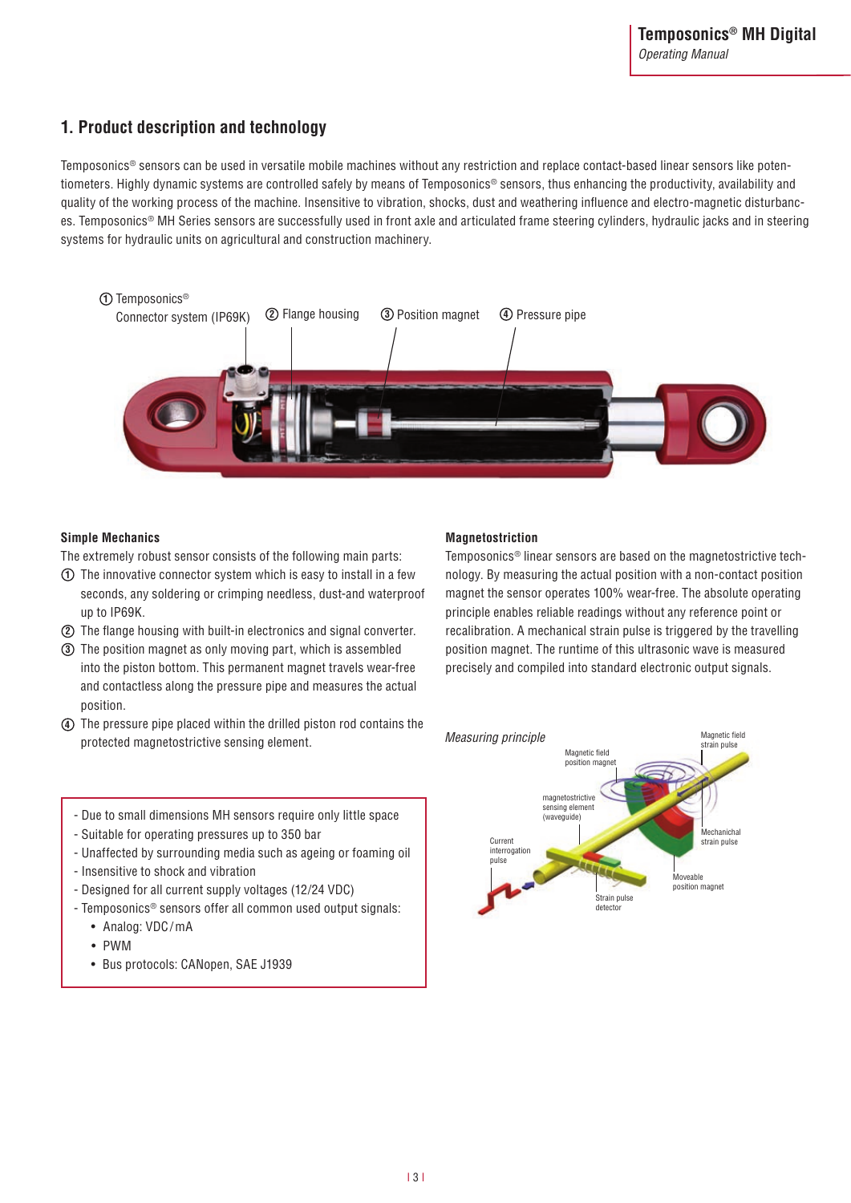## 1. Product description and technology

Temposonics® sensors can be used in versatile mobile machines without any restriction and replace contact-based linear sensors like potentiometers. Highly dynamic systems are controlled safely by means of Temposonics® sensors, thus enhancing the productivity, availability and quality of the working process of the machine. Insensitive to vibration, shocks, dust and weathering influence and electro-magnetic disturbances. Temposonics® MH Series sensors are successfully used in front axle and articulated frame steering cylinders, hydraulic jacks and in steering systems for hydraulic units on agricultural and construction machinery.

① Temposonics® Connector system (IP69K) ② Flange housing ③ Position magnet ④ Pressure pipe

### Simple Mechanics

The extremely robust sensor consists of the following main parts:

① The innovative connector system which is easy to install in a few seconds, any soldering or crimping needless, dust-and waterproof up to IP69K.

② The flange housing with built-in electronics and signal converter.

③ The position magnet as only moving part, which is assembled into the piston bottom. This permanent magnet travels wear-free and contactless along the pressure pipe and measures the actual position.

④ The pressure pipe placed within the drilled piston rod contains the protected magnetostrictive sensing element.

- Due to small dimensions MH sensors require only little space
- Suitable for operating pressures up to 350 bar
- Unaffected by surrounding media such as ageing or foaming oil
- Insensitive to shock and vibration
- Designed for all current supply voltages (12/24 VDC)
- Temposonics® sensors offer all common used output signals:
  - Analog: VDC / mA
  - PWM
  - Bus protocols: CANopen, SAE J1939

### Magnetostriction

Temposonics® linear sensors are based on the magnetostrictive technology. By measuring the actual position with a non-contact position magnet the sensor operates 100% wear-free. The absolute operating principle enables reliable readings without any reference point or recalibration. A mechanical strain pulse is triggered by the travelling position magnet. The runtime of this ultrasonic wave is measured precisely and compiled into standard electronic output signals.

*Measuring principle*

Magnetic field strain pulse · Magnetic field position magnet · magnetostrictive sensing element (waveguide) · Current interrogation pulse · Mechanichal strain pulse · Moveable position magnet · Strain pulse detector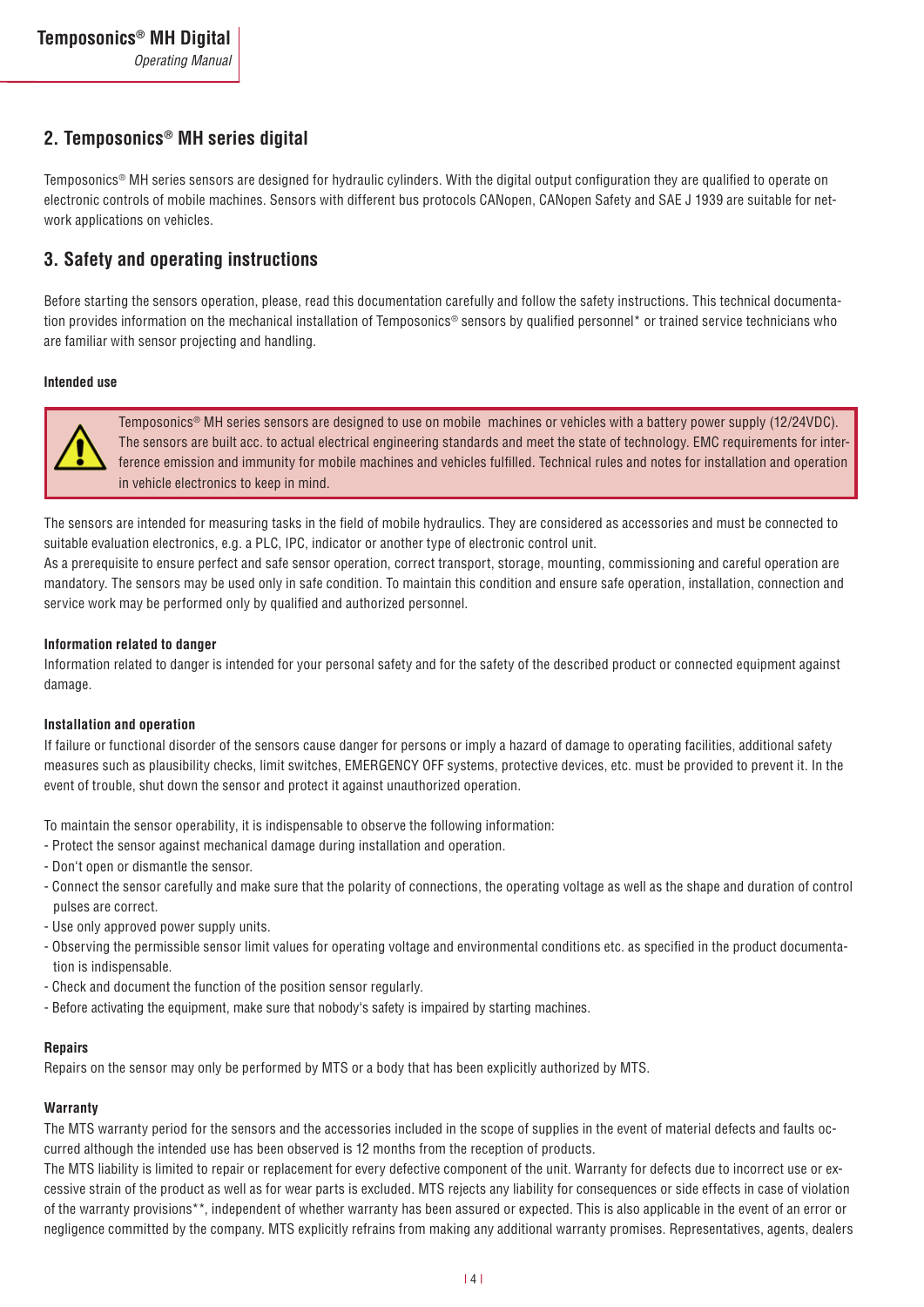## 2. Temposonics® MH series digital

Temposonics® MH series sensors are designed for hydraulic cylinders. With the digital output configuration they are qualified to operate on electronic controls of mobile machines. Sensors with different bus protocols CANopen, CANopen Safety and SAE J 1939 are suitable for network applications on vehicles.

## 3. Safety and operating instructions

Before starting the sensors operation, please, read this documentation carefully and follow the safety instructions. This technical documentation provides information on the mechanical installation of Temposonics® sensors by qualified personnel* or trained service technicians who are familiar with sensor projecting and handling.

#### Intended use

> Temposonics® MH series sensors are designed to use on mobile machines or vehicles with a battery power supply (12/24VDC). The sensors are built acc. to actual electrical engineering standards and meet the state of technology. EMC requirements for interference emission and immunity for mobile machines and vehicles fulfilled. Technical rules and notes for installation and operation in vehicle electronics to keep in mind.

The sensors are intended for measuring tasks in the field of mobile hydraulics. They are considered as accessories and must be connected to suitable evaluation electronics, e.g. a PLC, IPC, indicator or another type of electronic control unit.
As a prerequisite to ensure perfect and safe sensor operation, correct transport, storage, mounting, commissioning and careful operation are mandatory. The sensors may be used only in safe condition. To maintain this condition and ensure safe operation, installation, connection and service work may be performed only by qualified and authorized personnel.

#### Information related to danger

Information related to danger is intended for your personal safety and for the safety of the described product or connected equipment against damage.

#### Installation and operation

If failure or functional disorder of the sensors cause danger for persons or imply a hazard of damage to operating facilities, additional safety measures such as plausibility checks, limit switches, EMERGENCY OFF systems, protective devices, etc. must be provided to prevent it. In the event of trouble, shut down the sensor and protect it against unauthorized operation.

To maintain the sensor operability, it is indispensable to observe the following information:
- Protect the sensor against mechanical damage during installation and operation.
- Don't open or dismantle the sensor.
- Connect the sensor carefully and make sure that the polarity of connections, the operating voltage as well as the shape and duration of control pulses are correct.
- Use only approved power supply units.
- Observing the permissible sensor limit values for operating voltage and environmental conditions etc. as specified in the product documentation is indispensable.
- Check and document the function of the position sensor regularly.
- Before activating the equipment, make sure that nobody's safety is impaired by starting machines.

#### Repairs

Repairs on the sensor may only be performed by MTS or a body that has been explicitly authorized by MTS.

#### Warranty

The MTS warranty period for the sensors and the accessories included in the scope of supplies in the event of material defects and faults occurred although the intended use has been observed is 12 months from the reception of products.
The MTS liability is limited to repair or replacement for every defective component of the unit. Warranty for defects due to incorrect use or excessive strain of the product as well as for wear parts is excluded. MTS rejects any liability for consequences or side effects in case of violation of the warranty provisions**, independent of whether warranty has been assured or expected. This is also applicable in the event of an error or negligence committed by the company. MTS explicitly refrains from making any additional warranty promises. Representatives, agents, dealers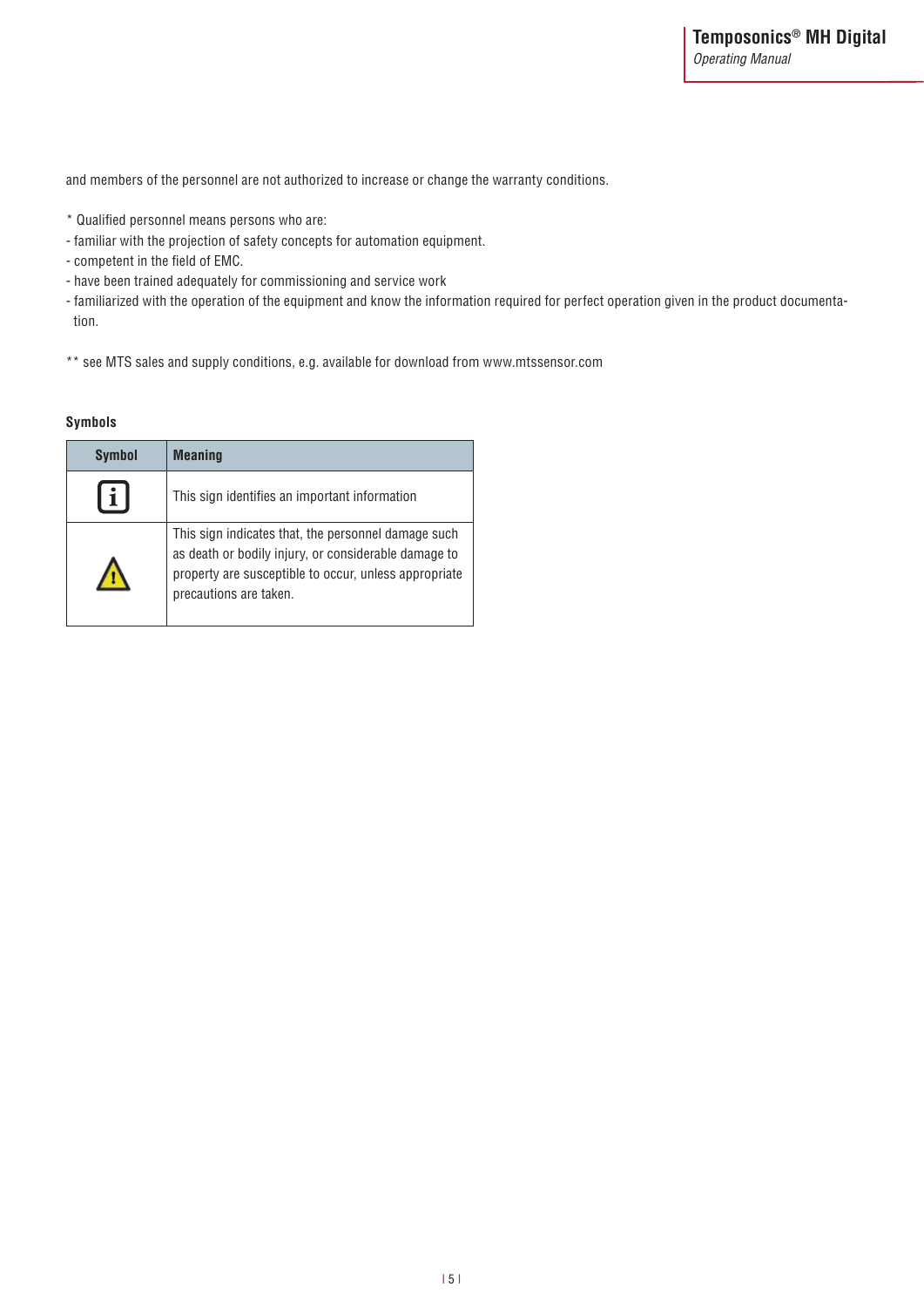and members of the personnel are not authorized to increase or change the warranty conditions.

* Qualified personnel means persons who are:
- familiar with the projection of safety concepts for automation equipment.
- competent in the field of EMC.
- have been trained adequately for commissioning and service work
- familiarized with the operation of the equipment and know the information required for perfect operation given in the product documentation.

** see MTS sales and supply conditions, e.g. available for download from www.mtssensor.com

#### Symbols

| Symbol | Meaning |
|---|---|
| ℹ | This sign identifies an important information |
| ⚠ | This sign indicates that, the personnel damage such as death or bodily injury, or considerable damage to property are susceptible to occur, unless appropriate precautions are taken. |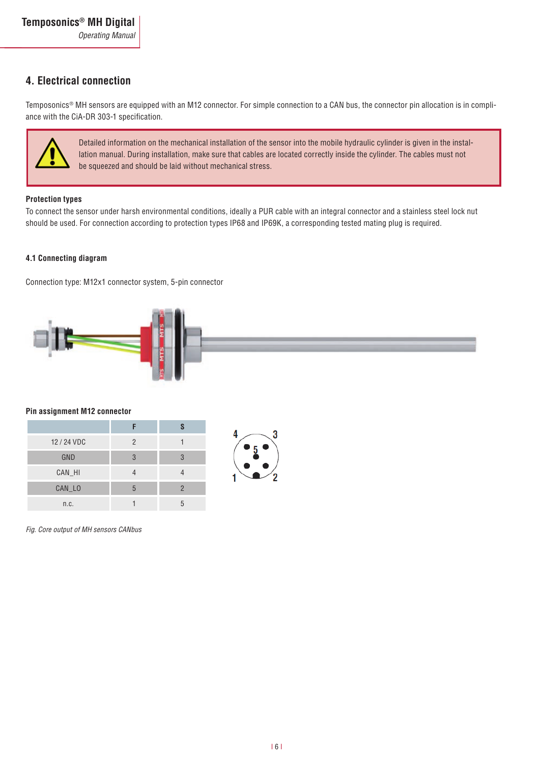# 4. Electrical connection

Temposonics® MH sensors are equipped with an M12 connector. For simple connection to a CAN bus, the connector pin allocation is in compliance with the CiA-DR 303-1 specification.

> Detailed information on the mechanical installation of the sensor into the mobile hydraulic cylinder is given in the installation manual. During installation, make sure that cables are located correctly inside the cylinder. The cables must not be squeezed and should be laid without mechanical stress.

**Protection types**

To connect the sensor under harsh environmental conditions, ideally a PUR cable with an integral connector and a stainless steel lock nut should be used. For connection according to protection types IP68 and IP69K, a corresponding tested mating plug is required.

### 4.1 Connecting diagram

Connection type: M12x1 connector system, 5-pin connector

**Pin assignment M12 connector**

| | F | S |
|---|---|---|
| 12 / 24 VDC | 2 | 1 |
| GND | 3 | 3 |
| CAN_HI | 4 | 4 |
| CAN_LO | 5 | 2 |
| n.c. | 1 | 5 |

*Fig. Core output of MH sensors CANbus*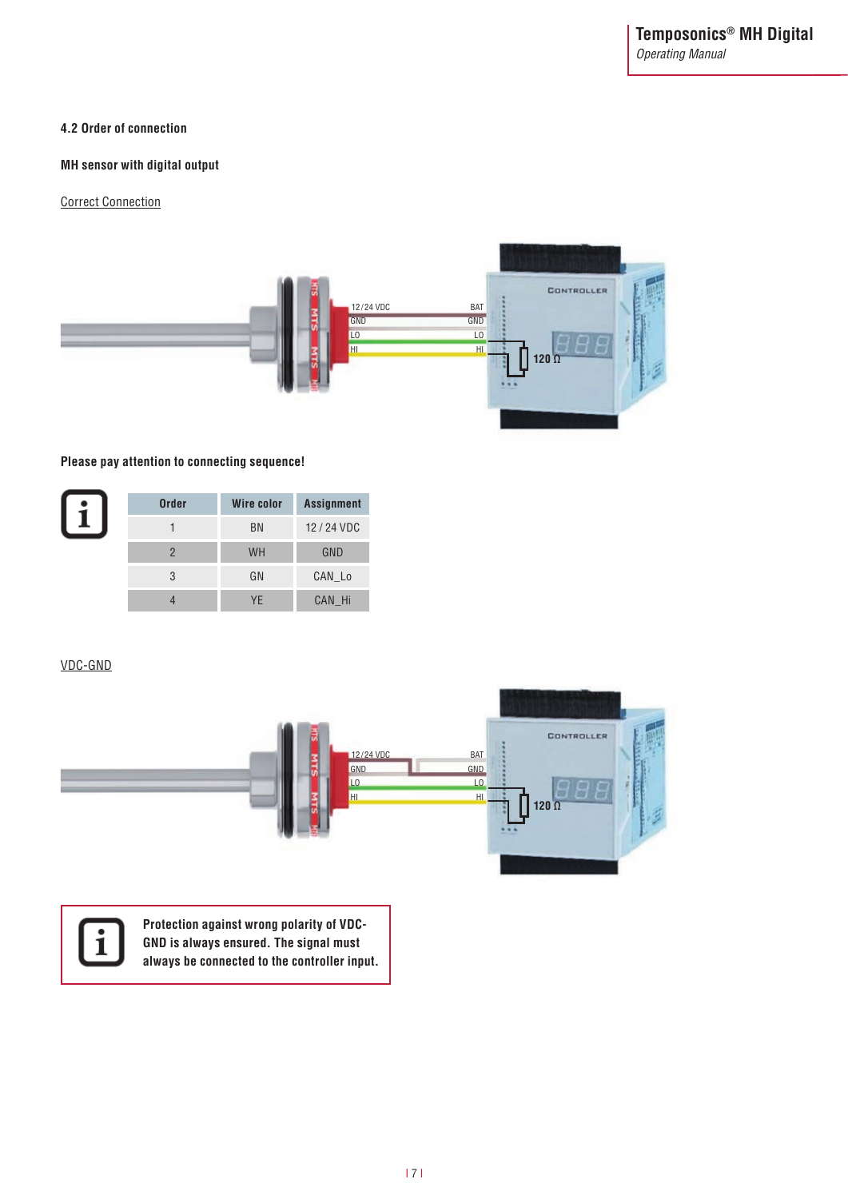## 4.2 Order of connection

**MH sensor with digital output**

Correct Connection

**Please pay attention to connecting sequence!**

| Order | Wire color | Assignment |
|---|---|---|
| 1 | BN | 12 / 24 VDC |
| 2 | WH | GND |
| 3 | GN | CAN_Lo |
| 4 | YE | CAN_Hi |

VDC-GND

**Protection against wrong polarity of VDC-GND is always ensured. The signal must always be connected to the controller input.**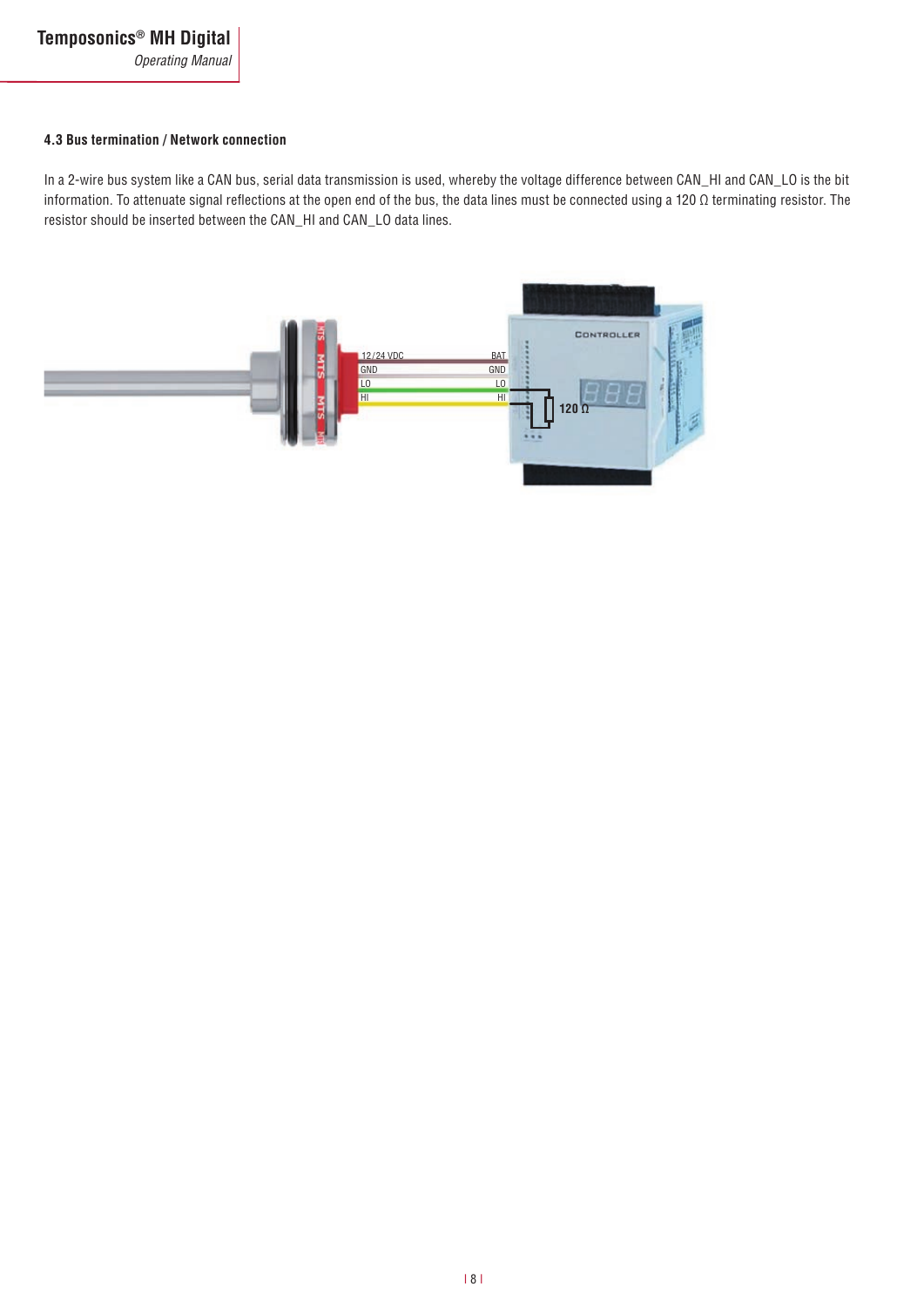### 4.3 Bus termination / Network connection

In a 2-wire bus system like a CAN bus, serial data transmission is used, whereby the voltage difference between CAN_HI and CAN_LO is the bit information. To attenuate signal reflections at the open end of the bus, the data lines must be connected using a 120 Ω terminating resistor. The resistor should be inserted between the CAN_HI and CAN_LO data lines.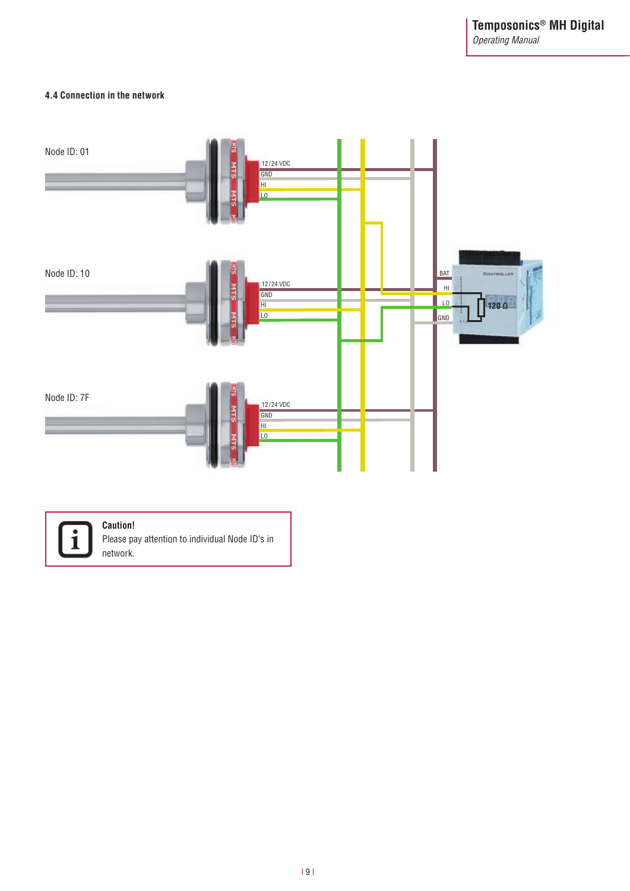### 4.4 Connection in the network

Node ID: 01

12/24 VDC
GND
HI
LO

Node ID: 10

12/24 VDC
GND
HI
LO

Node ID: 7F

12/24 VDC
GND
HI
LO

BAT
HI
LO
GND
120 Ω

**Caution!**
Please pay attention to individual Node ID's in network.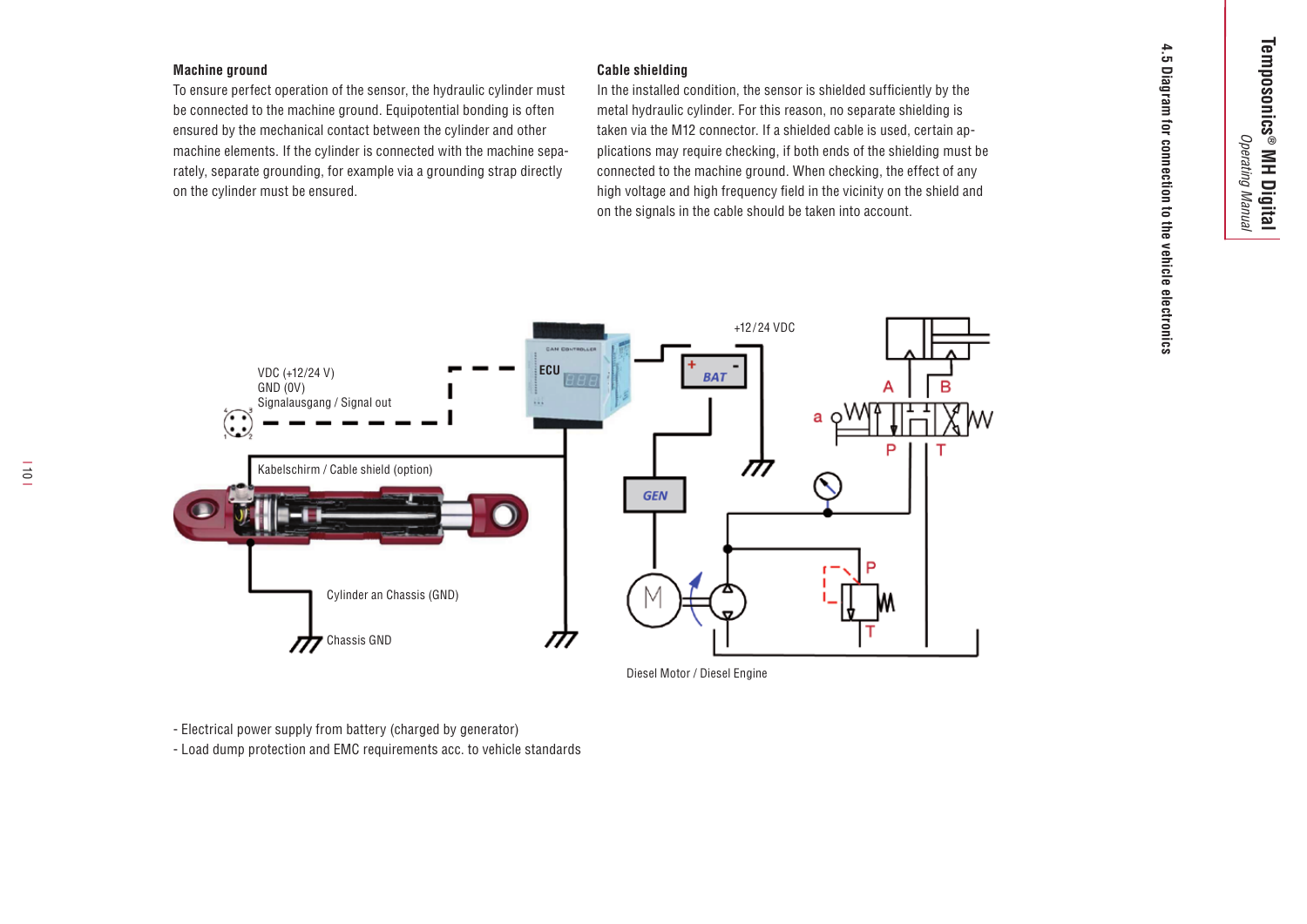## 4.5 Diagram for connection to the vehicle electronics

### Machine ground

To ensure perfect operation of the sensor, the hydraulic cylinder must be connected to the machine ground. Equipotential bonding is often ensured by the mechanical contact between the cylinder and other machine elements. If the cylinder is connected with the machine separately, separate grounding, for example via a grounding strap directly on the cylinder must be ensured.

### Cable shielding

In the installed condition, the sensor is shielded sufficiently by the metal hydraulic cylinder. For this reason, no separate shielding is taken via the M12 connector. If a shielded cable is used, certain applications may require checking, if both ends of the shielding must be connected to the machine ground. When checking, the effect of any high voltage and high frequency field in the vicinity on the shield and on the signals in the cable should be taken into account.

VDC (+12/24 V)
GND (0V)
Signalausgang / Signal out

ECU

+12/24 VDC

BAT

GEN

Kabelschirm / Cable shield (option)

Cylinder an Chassis (GND)

Chassis GND

Diesel Motor / Diesel Engine

- Electrical power supply from battery (charged by generator)
- Load dump protection and EMC requirements acc. to vehicle standards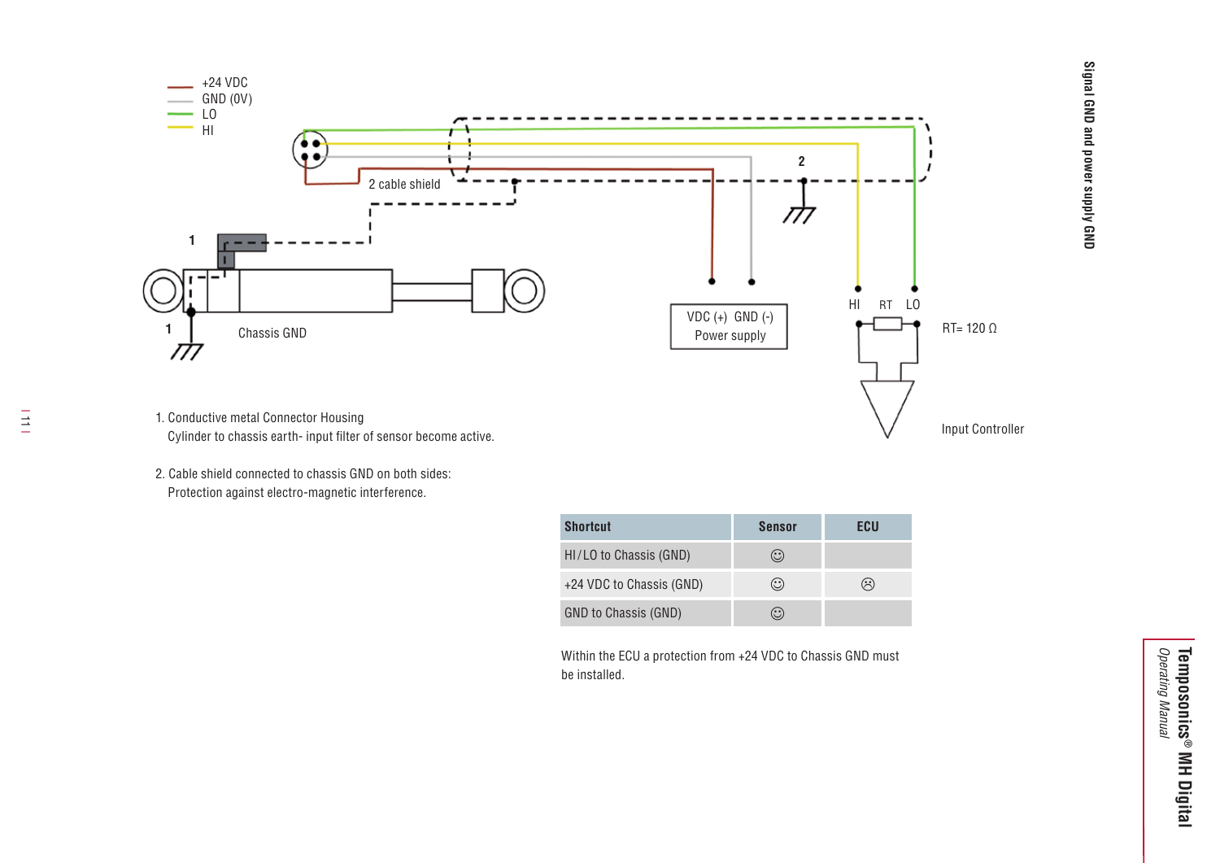1. Conductive metal Connector Housing
   Cylinder to chassis earth- input filter of sensor become active.

2. Cable shield connected to chassis GND on both sides:
   Protection against electro-magnetic interference.

| Shortcut | Sensor | ECU |
|---|---|---|
| HI/LO to Chassis (GND) | ☺ | |
| +24 VDC to Chassis (GND) | ☺ | ☹ |
| GND to Chassis (GND) | ☺ | |

Within the ECU a protection from +24 VDC to Chassis GND must be installed.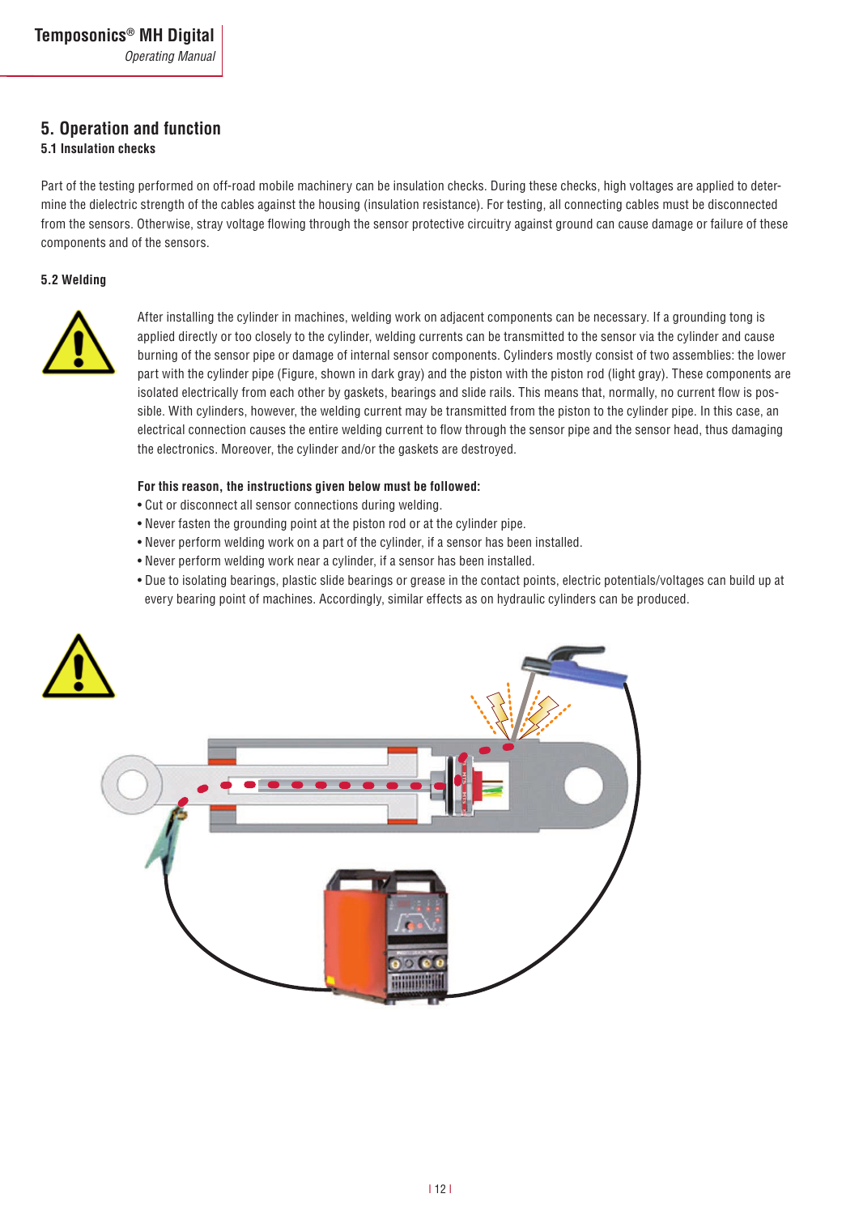# 5. Operation and function

## 5.1 Insulation checks

Part of the testing performed on off-road mobile machinery can be insulation checks. During these checks, high voltages are applied to determine the dielectric strength of the cables against the housing (insulation resistance). For testing, all connecting cables must be disconnected from the sensors. Otherwise, stray voltage flowing through the sensor protective circuitry against ground can cause damage or failure of these components and of the sensors.

## 5.2 Welding

After installing the cylinder in machines, welding work on adjacent components can be necessary. If a grounding tong is applied directly or too closely to the cylinder, welding currents can be transmitted to the sensor via the cylinder and cause burning of the sensor pipe or damage of internal sensor components. Cylinders mostly consist of two assemblies: the lower part with the cylinder pipe (Figure, shown in dark gray) and the piston with the piston rod (light gray). These components are isolated electrically from each other by gaskets, bearings and slide rails. This means that, normally, no current flow is possible. With cylinders, however, the welding current may be transmitted from the piston to the cylinder pipe. In this case, an electrical connection causes the entire welding current to flow through the sensor pipe and the sensor head, thus damaging the electronics. Moreover, the cylinder and/or the gaskets are destroyed.

**For this reason, the instructions given below must be followed:**

- Cut or disconnect all sensor connections during welding.
- Never fasten the grounding point at the piston rod or at the cylinder pipe.
- Never perform welding work on a part of the cylinder, if a sensor has been installed.
- Never perform welding work near a cylinder, if a sensor has been installed.
- Due to isolating bearings, plastic slide bearings or grease in the contact points, electric potentials/voltages can build up at every bearing point of machines. Accordingly, similar effects as on hydraulic cylinders can be produced.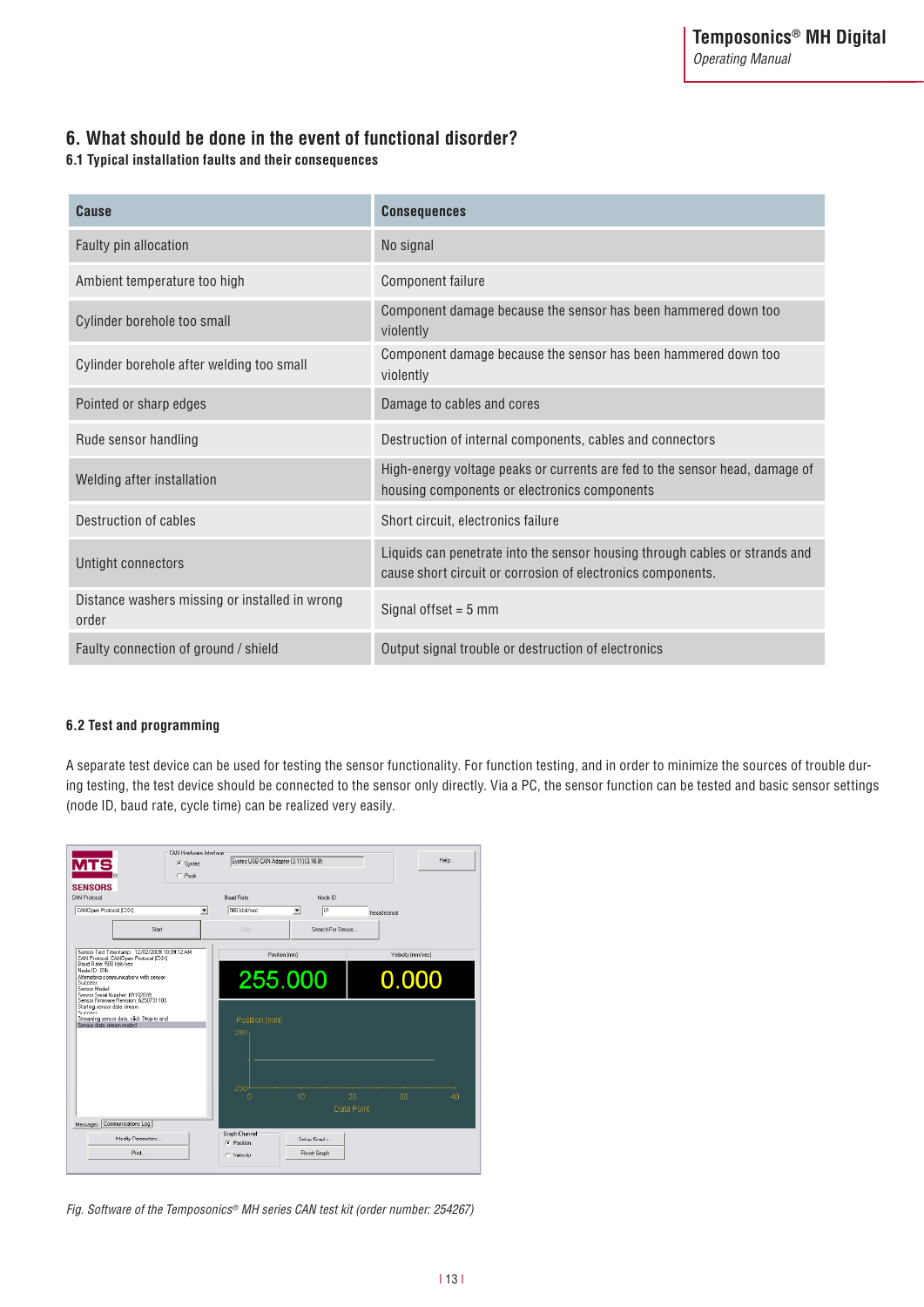## 6. What should be done in the event of functional disorder?

### 6.1 Typical installation faults and their consequences

| Cause | Consequences |
|---|---|
| Faulty pin allocation | No signal |
| Ambient temperature too high | Component failure |
| Cylinder borehole too small | Component damage because the sensor has been hammered down too violently |
| Cylinder borehole after welding too small | Component damage because the sensor has been hammered down too violently |
| Pointed or sharp edges | Damage to cables and cores |
| Rude sensor handling | Destruction of internal components, cables and connectors |
| Welding after installation | High-energy voltage peaks or currents are fed to the sensor head, damage of housing components or electronics components |
| Destruction of cables | Short circuit, electronics failure |
| Untight connectors | Liquids can penetrate into the sensor housing through cables or strands and cause short circuit or corrosion of electronics components. |
| Distance washers missing or installed in wrong order | Signal offset = 5 mm |
| Faulty connection of ground / shield | Output signal trouble or destruction of electronics |

### 6.2 Test and programming

A separate test device can be used for testing the sensor functionality. For function testing, and in order to minimize the sources of trouble during testing, the test device should be connected to the sensor only directly. Via a PC, the sensor function can be tested and basic sensor settings (node ID, baud rate, cycle time) can be realized very easily.

*Fig. Software of the Temposonics® MH series CAN test kit (order number: 254267)*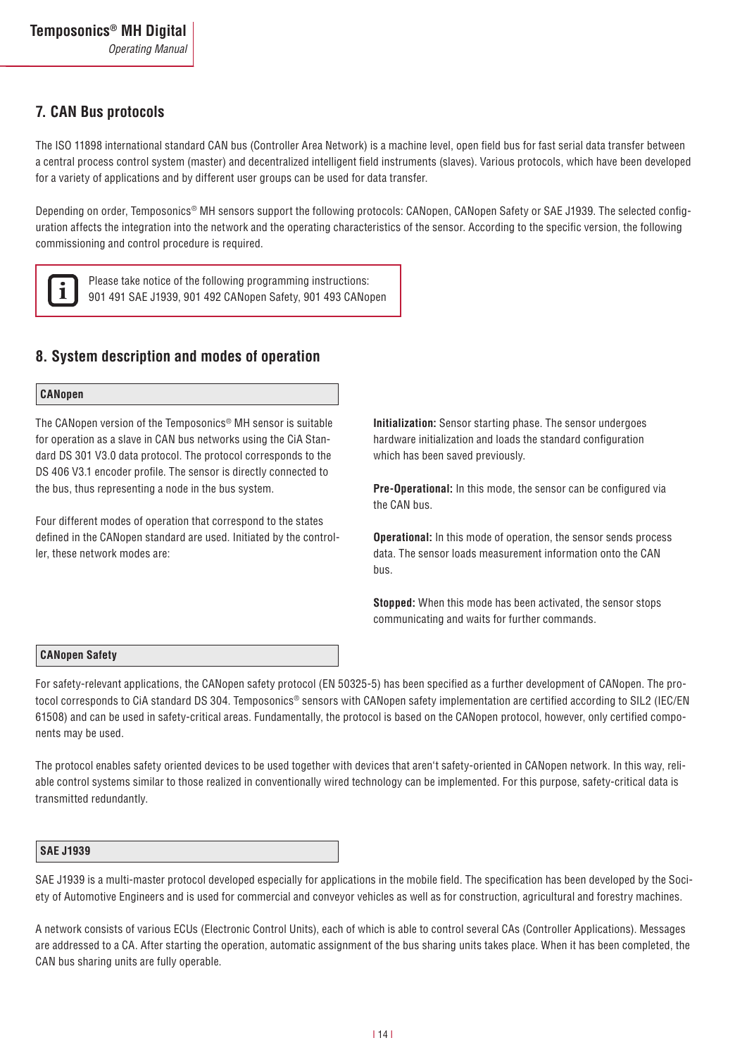## 7. CAN Bus protocols

The ISO 11898 international standard CAN bus (Controller Area Network) is a machine level, open field bus for fast serial data transfer between a central process control system (master) and decentralized intelligent field instruments (slaves). Various protocols, which have been developed for a variety of applications and by different user groups can be used for data transfer.

Depending on order, Temposonics® MH sensors support the following protocols: CANopen, CANopen Safety or SAE J1939. The selected configuration affects the integration into the network and the operating characteristics of the sensor. According to the specific version, the following commissioning and control procedure is required.

> Please take notice of the following programming instructions: 901 491 SAE J1939, 901 492 CANopen Safety, 901 493 CANopen

## 8. System description and modes of operation

### CANopen

The CANopen version of the Temposonics® MH sensor is suitable for operation as a slave in CAN bus networks using the CiA Standard DS 301 V3.0 data protocol. The protocol corresponds to the DS 406 V3.1 encoder profile. The sensor is directly connected to the bus, thus representing a node in the bus system.

Four different modes of operation that correspond to the states defined in the CANopen standard are used. Initiated by the controller, these network modes are:

**Initialization:** Sensor starting phase. The sensor undergoes hardware initialization and loads the standard configuration which has been saved previously.

**Pre-Operational:** In this mode, the sensor can be configured via the CAN bus.

**Operational:** In this mode of operation, the sensor sends process data. The sensor loads measurement information onto the CAN bus.

**Stopped:** When this mode has been activated, the sensor stops communicating and waits for further commands.

### CANopen Safety

For safety-relevant applications, the CANopen safety protocol (EN 50325-5) has been specified as a further development of CANopen. The protocol corresponds to CiA standard DS 304. Temposonics® sensors with CANopen safety implementation are certified according to SIL2 (IEC/EN 61508) and can be used in safety-critical areas. Fundamentally, the protocol is based on the CANopen protocol, however, only certified components may be used.

The protocol enables safety oriented devices to be used together with devices that aren't safety-oriented in CANopen network. In this way, reliable control systems similar to those realized in conventionally wired technology can be implemented. For this purpose, safety-critical data is transmitted redundantly.

### SAE J1939

SAE J1939 is a multi-master protocol developed especially for applications in the mobile field. The specification has been developed by the Society of Automotive Engineers and is used for commercial and conveyor vehicles as well as for construction, agricultural and forestry machines.

A network consists of various ECUs (Electronic Control Units), each of which is able to control several CAs (Controller Applications). Messages are addressed to a CA. After starting the operation, automatic assignment of the bus sharing units takes place. When it has been completed, the CAN bus sharing units are fully operable.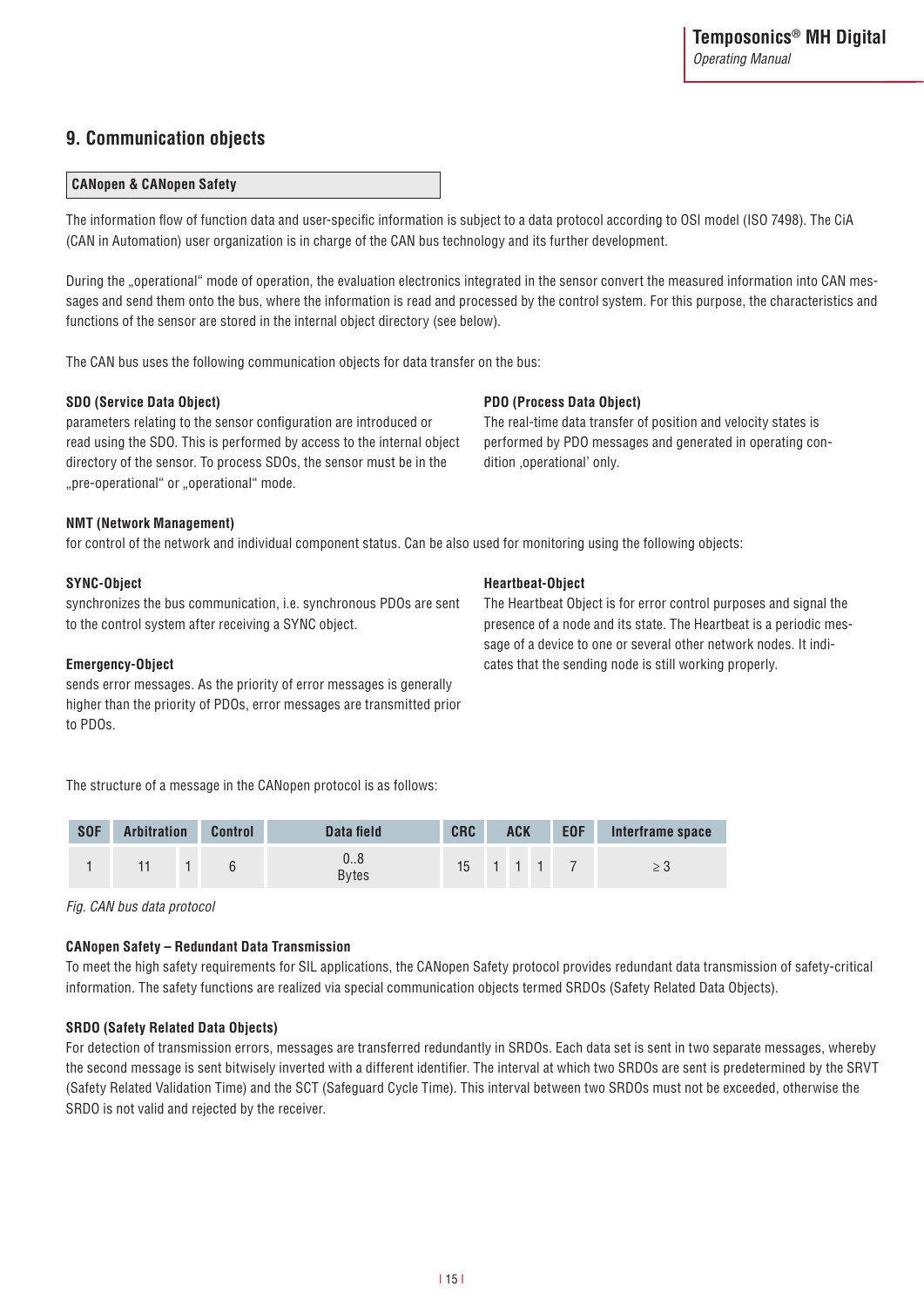## 9. Communication objects

**CANopen & CANopen Safety**

The information flow of function data and user-specific information is subject to a data protocol according to OSI model (ISO 7498). The CiA (CAN in Automation) user organization is in charge of the CAN bus technology and its further development.

During the „operational“ mode of operation, the evaluation electronics integrated in the sensor convert the measured information into CAN messages and send them onto the bus, where the information is read and processed by the control system. For this purpose, the characteristics and functions of the sensor are stored in the internal object directory (see below).

The CAN bus uses the following communication objects for data transfer on the bus:

**SDO (Service Data Object)**
parameters relating to the sensor configuration are introduced or read using the SDO. This is performed by access to the internal object directory of the sensor. To process SDOs, the sensor must be in the „pre-operational“ or „operational“ mode.

**PDO (Process Data Object)**
The real-time data transfer of position and velocity states is performed by PDO messages and generated in operating condition ‚operational’ only.

**NMT (Network Management)**
for control of the network and individual component status. Can be also used for monitoring using the following objects:

**SYNC-Object**
synchronizes the bus communication, i.e. synchronous PDOs are sent to the control system after receiving a SYNC object.

**Emergency-Object**
sends error messages. As the priority of error messages is generally higher than the priority of PDOs, error messages are transmitted prior to PDOs.

**Heartbeat-Object**
The Heartbeat Object is for error control purposes and signal the presence of a node and its state. The Heartbeat is a periodic message of a device to one or several other network nodes. It indicates that the sending node is still working properly.

The structure of a message in the CANopen protocol is as follows:

| SOF | Arbitration | | Control | Data field | CRC | ACK | | | EOF | Interframe space |
|---|---|---|---|---|---|---|---|---|---|---|
| 1 | 11 | 1 | 6 | 0..8 Bytes | 15 | 1 | 1 | 1 | 7 | ≥ 3 |

*Fig. CAN bus data protocol*

**CANopen Safety – Redundant Data Transmission**
To meet the high safety requirements for SIL applications, the CANopen Safety protocol provides redundant data transmission of safety-critical information. The safety functions are realized via special communication objects termed SRDOs (Safety Related Data Objects).

**SRDO (Safety Related Data Objects)**
For detection of transmission errors, messages are transferred redundantly in SRDOs. Each data set is sent in two separate messages, whereby the second message is sent bitwisely inverted with a different identifier. The interval at which two SRDOs are sent is predetermined by the SRVT (Safety Related Validation Time) and the SCT (Safeguard Cycle Time). This interval between two SRDOs must not be exceeded, otherwise the SRDO is not valid and rejected by the receiver.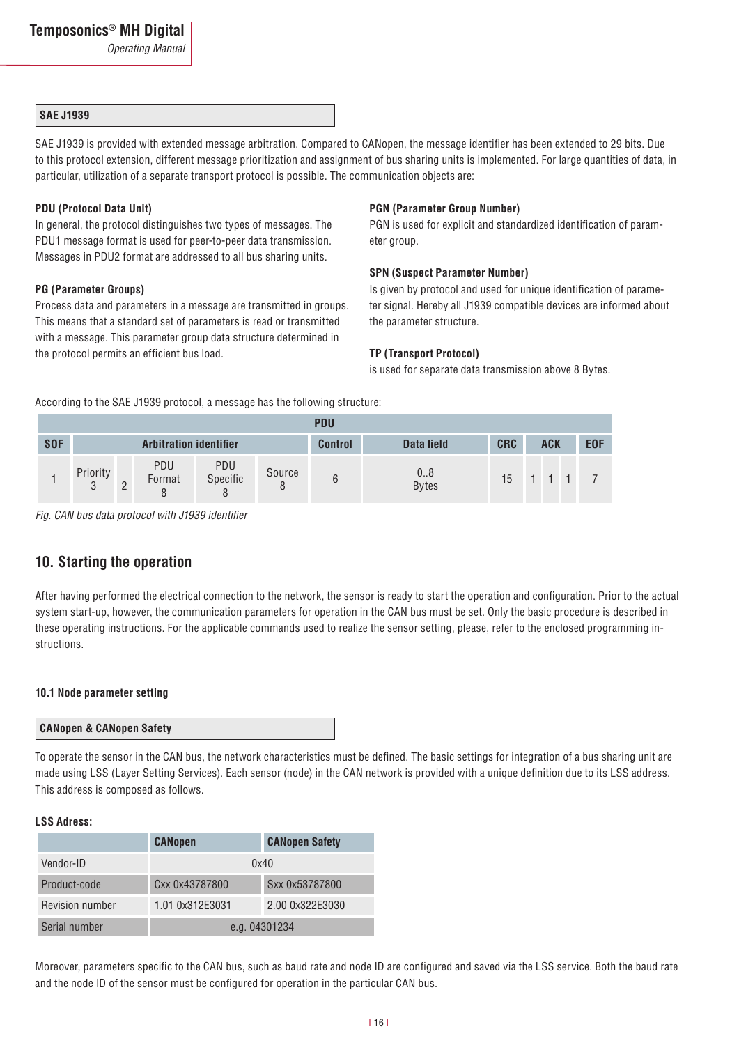**SAE J1939**

SAE J1939 is provided with extended message arbitration. Compared to CANopen, the message identifier has been extended to 29 bits. Due to this protocol extension, different message prioritization and assignment of bus sharing units is implemented. For large quantities of data, in particular, utilization of a separate transport protocol is possible. The communication objects are:

**PDU (Protocol Data Unit)**
In general, the protocol distinguishes two types of messages. The PDU1 message format is used for peer-to-peer data transmission. Messages in PDU2 format are addressed to all bus sharing units.

**PG (Parameter Groups)**
Process data and parameters in a message are transmitted in groups. This means that a standard set of parameters is read or transmitted with a message. This parameter group data structure determined in the protocol permits an efficient bus load.

**PGN (Parameter Group Number)**
PGN is used for explicit and standardized identification of parameter group.

**SPN (Suspect Parameter Number)**
Is given by protocol and used for unique identification of parameter signal. Hereby all J1939 compatible devices are informed about the parameter structure.

**TP (Transport Protocol)**
is used for separate data transmission above 8 Bytes.

According to the SAE J1939 protocol, a message has the following structure:

| PDU | | | | | | | | | | | | |
|---|---|---|---|---|---|---|---|---|---|---|---|---|
| **SOF** | **Arbitration identifier** | | | | | **Control** | **Data field** | **CRC** | **ACK** | | | **EOF** |
| 1 | Priority 3 | 2 | PDU Format 8 | PDU Specific 8 | Source 8 | 6 | 0..8 Bytes | 15 | 1 | 1 | 1 | 7 |

*Fig. CAN bus data protocol with J1939 identifier*

## 10. Starting the operation

After having performed the electrical connection to the network, the sensor is ready to start the operation and configuration. Prior to the actual system start-up, however, the communication parameters for operation in the CAN bus must be set. Only the basic procedure is described in these operating instructions. For the applicable commands used to realize the sensor setting, please, refer to the enclosed programming instructions.

### 10.1 Node parameter setting

**CANopen & CANopen Safety**

To operate the sensor in the CAN bus, the network characteristics must be defined. The basic settings for integration of a bus sharing unit are made using LSS (Layer Setting Services). Each sensor (node) in the CAN network is provided with a unique definition due to its LSS address. This address is composed as follows.

**LSS Adress:**

| | **CANopen** | **CANopen Safety** |
|---|---|---|
| Vendor-ID | 0x40 | |
| Product-code | Cxx 0x43787800 | Sxx 0x53787800 |
| Revision number | 1.01 0x312E3031 | 2.00 0x322E3030 |
| Serial number | e.g. 04301234 | |

Moreover, parameters specific to the CAN bus, such as baud rate and node ID are configured and saved via the LSS service. Both the baud rate and the node ID of the sensor must be configured for operation in the particular CAN bus.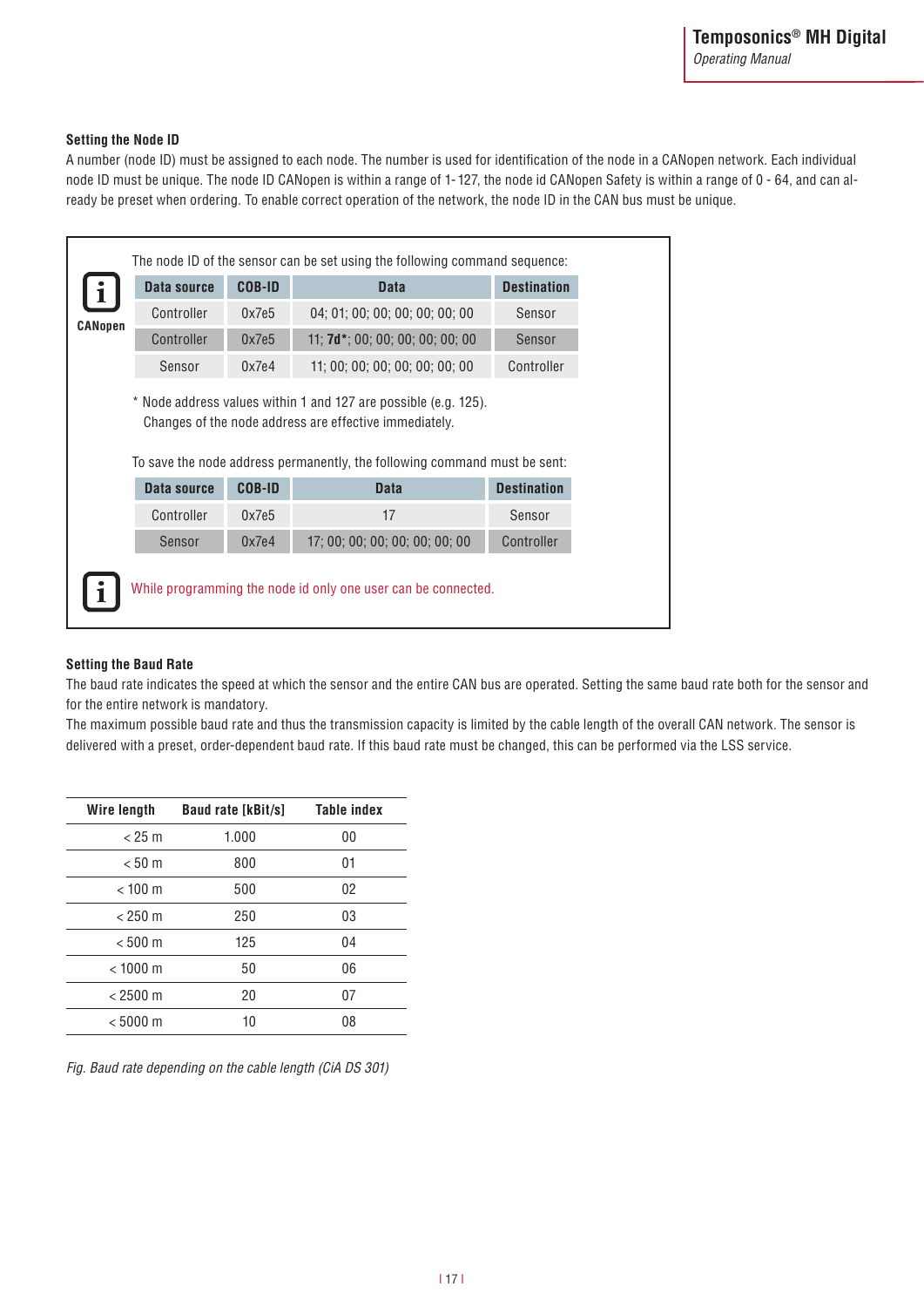### Setting the Node ID

A number (node ID) must be assigned to each node. The number is used for identification of the node in a CANopen network. Each individual node ID must be unique. The node ID CANopen is within a range of 1 - 127, the node id CANopen Safety is within a range of 0 - 64, and can already be preset when ordering. To enable correct operation of the network, the node ID in the CAN bus must be unique.

CANopen

The node ID of the sensor can be set using the following command sequence:

| Data source | COB-ID | Data | Destination |
|---|---|---|---|
| Controller | 0x7e5 | 04; 01; 00; 00; 00; 00; 00; 00 | Sensor |
| Controller | 0x7e5 | 11; **7d***; 00; 00; 00; 00; 00; 00 | Sensor |
| Sensor | 0x7e4 | 11; 00; 00; 00; 00; 00; 00; 00 | Controller |

\* Node address values within 1 and 127 are possible (e.g. 125).
Changes of the node address are effective immediately.

To save the node address permanently, the following command must be sent:

| Data source | COB-ID | Data | Destination |
|---|---|---|---|
| Controller | 0x7e5 | 17 | Sensor |
| Sensor | 0x7e4 | 17; 00; 00; 00; 00; 00; 00; 00 | Controller |

While programming the node id only one user can be connected.

### Setting the Baud Rate

The baud rate indicates the speed at which the sensor and the entire CAN bus are operated. Setting the same baud rate both for the sensor and for the entire network is mandatory.
The maximum possible baud rate and thus the transmission capacity is limited by the cable length of the overall CAN network. The sensor is delivered with a preset, order-dependent baud rate. If this baud rate must be changed, this can be performed via the LSS service.

| Wire length | Baud rate [kBit/s] | Table index |
|---|---|---|
| < 25 m | 1.000 | 00 |
| < 50 m | 800 | 01 |
| < 100 m | 500 | 02 |
| < 250 m | 250 | 03 |
| < 500 m | 125 | 04 |
| < 1000 m | 50 | 06 |
| < 2500 m | 20 | 07 |
| < 5000 m | 10 | 08 |

*Fig. Baud rate depending on the cable length (CiA DS 301)*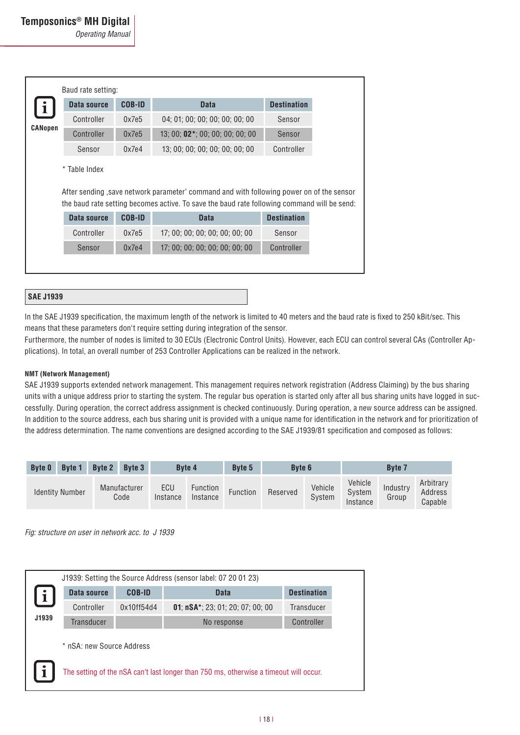CANopen

Baud rate setting:

| Data source | COB-ID | Data | Destination |
|---|---|---|---|
| Controller | 0x7e5 | 04; 01; 00; 00; 00; 00; 00; 00 | Sensor |
| Controller | 0x7e5 | 13; 00; **02***; 00; 00; 00; 00; 00 | Sensor |
| Sensor | 0x7e4 | 13; 00; 00; 00; 00; 00; 00; 00 | Controller |

* Table Index

After sending ‚save network parameter' command and with following power on of the sensor the baud rate setting becomes active. To save the baud rate following command will be send:

| Data source | COB-ID | Data | Destination |
|---|---|---|---|
| Controller | 0x7e5 | 17; 00; 00; 00; 00; 00; 00; 00 | Sensor |
| Sensor | 0x7e4 | 17; 00; 00; 00; 00; 00; 00; 00 | Controller |

## SAE J1939

In the SAE J1939 specification, the maximum length of the network is limited to 40 meters and the baud rate is fixed to 250 kBit/sec. This means that these parameters don't require setting during integration of the sensor.
Furthermore, the number of nodes is limited to 30 ECUs (Electronic Control Units). However, each ECU can control several CAs (Controller Applications). In total, an overall number of 253 Controller Applications can be realized in the network.

**NMT (Network Management)**

SAE J1939 supports extended network management. This management requires network registration (Address Claiming) by the bus sharing units with a unique address prior to starting the system. The regular bus operation is started only after all bus sharing units have logged in successfully. During operation, the correct address assignment is checked continuously. During operation, a new source address can be assigned. In addition to the source address, each bus sharing unit is provided with a unique name for identification in the network and for prioritization of the address determination. The name conventions are designed according to the SAE J1939/81 specification and composed as follows:

| Byte 0 | Byte 1 | Byte 2 | Byte 3 | Byte 4 | | Byte 5 | Byte 6 | | Byte 7 | | |
|---|---|---|---|---|---|---|---|---|---|---|---|
| Identity Number | | Manufacturer Code | | ECU Instance | Function Instance | Function | Reserved | Vehicle System | Vehicle System Instance | Industry Group | Arbitrary Address Capable |

*Fig: structure on user in network acc. to J 1939*

J1939

J1939: Setting the Source Address (sensor label: 07 20 01 23)

| Data source | COB-ID | Data | Destination |
|---|---|---|---|
| Controller | 0x10ff54d4 | **01**; **nSA***; 23; 01; 20; 07; 00; 00 | Transducer |
| Transducer | | No response | Controller |

* nSA: new Source Address

The setting of the nSA can't last longer than 750 ms, otherwise a timeout will occur.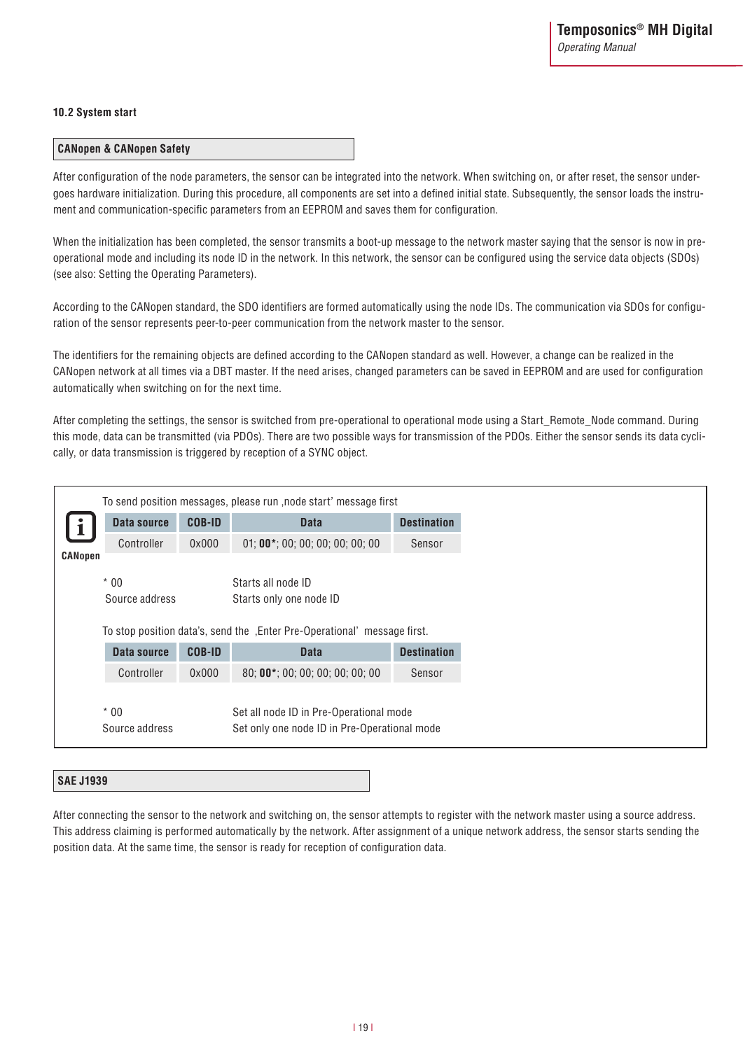### 10.2 System start

**CANopen & CANopen Safety**

After configuration of the node parameters, the sensor can be integrated into the network. When switching on, or after reset, the sensor undergoes hardware initialization. During this procedure, all components are set into a defined initial state. Subsequently, the sensor loads the instrument and communication-specific parameters from an EEPROM and saves them for configuration.

When the initialization has been completed, the sensor transmits a boot-up message to the network master saying that the sensor is now in pre-operational mode and including its node ID in the network. In this network, the sensor can be configured using the service data objects (SDOs) (see also: Setting the Operating Parameters).

According to the CANopen standard, the SDO identifiers are formed automatically using the node IDs. The communication via SDOs for configuration of the sensor represents peer-to-peer communication from the network master to the sensor.

The identifiers for the remaining objects are defined according to the CANopen standard as well. However, a change can be realized in the CANopen network at all times via a DBT master. If the need arises, changed parameters can be saved in EEPROM and are used for configuration automatically when switching on for the next time.

After completing the settings, the sensor is switched from pre-operational to operational mode using a Start_Remote_Node command. During this mode, data can be transmitted (via PDOs). There are two possible ways for transmission of the PDOs. Either the sensor sends its data cyclically, or data transmission is triggered by reception of a SYNC object.

**CANopen**

To send position messages, please run ‚node start' message first

| Data source | COB-ID | Data | Destination |
|---|---|---|---|
| Controller | 0x000 | 01; **00***; 00; 00; 00; 00; 00; 00 | Sensor |

| | |
|---|---|
| * 00 | Starts all node ID |
| Source address | Starts only one node ID |

To stop position data's, send the ‚Enter Pre-Operational' message first.

| Data source | COB-ID | Data | Destination |
|---|---|---|---|
| Controller | 0x000 | 80; **00***; 00; 00; 00; 00; 00; 00 | Sensor |

| | |
|---|---|
| * 00 | Set all node ID in Pre-Operational mode |
| Source address | Set only one node ID in Pre-Operational mode |

**SAE J1939**

After connecting the sensor to the network and switching on, the sensor attempts to register with the network master using a source address. This address claiming is performed automatically by the network. After assignment of a unique network address, the sensor starts sending the position data. At the same time, the sensor is ready for reception of configuration data.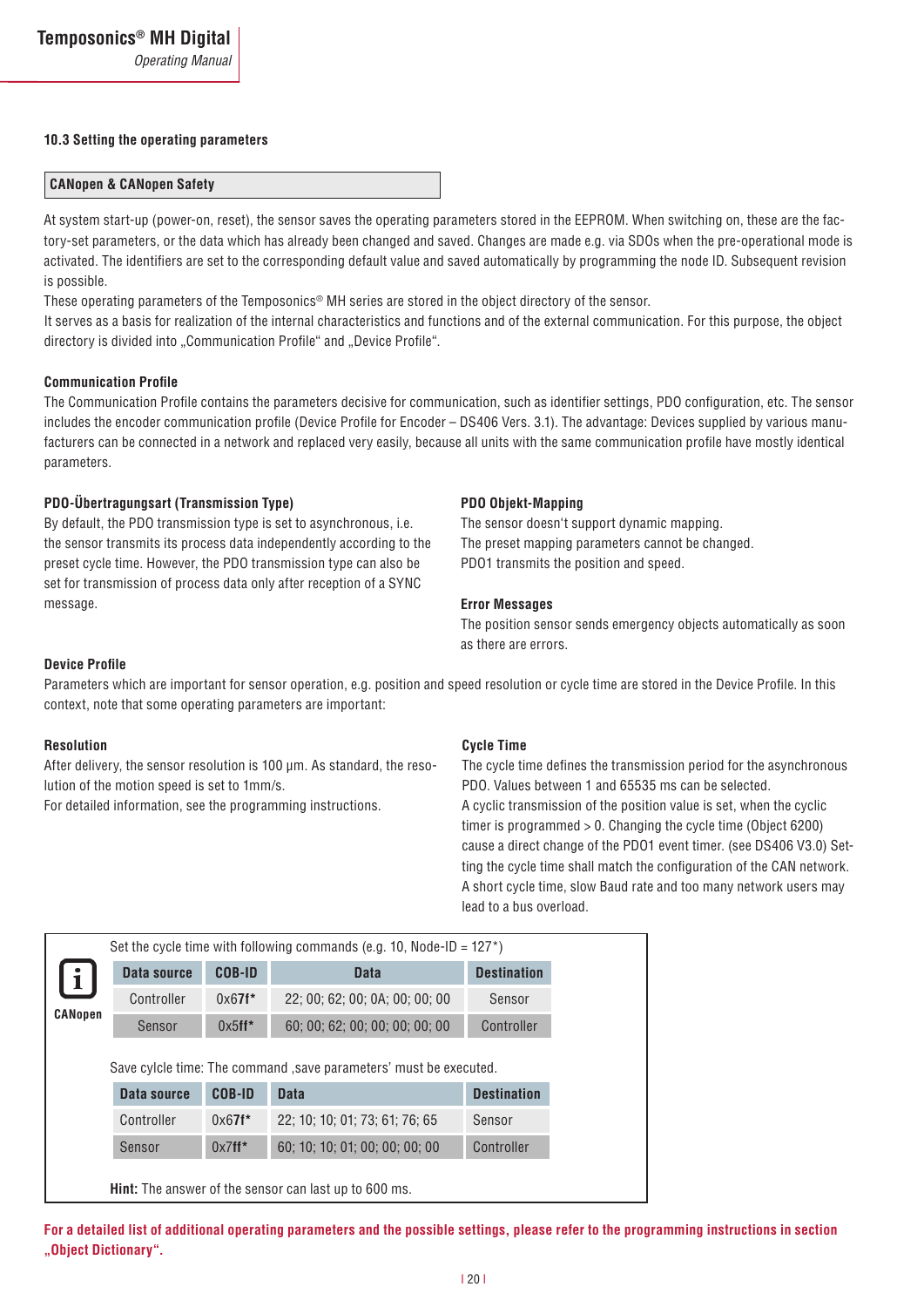### 10.3 Setting the operating parameters

**CANopen & CANopen Safety**

At system start-up (power-on, reset), the sensor saves the operating parameters stored in the EEPROM. When switching on, these are the factory-set parameters, or the data which has already been changed and saved. Changes are made e.g. via SDOs when the pre-operational mode is activated. The identifiers are set to the corresponding default value and saved automatically by programming the node ID. Subsequent revision is possible.

These operating parameters of the Temposonics® MH series are stored in the object directory of the sensor.

It serves as a basis for realization of the internal characteristics and functions and of the external communication. For this purpose, the object directory is divided into „Communication Profile“ and „Device Profile“.

**Communication Profile**

The Communication Profile contains the parameters decisive for communication, such as identifier settings, PDO configuration, etc. The sensor includes the encoder communication profile (Device Profile for Encoder – DS406 Vers. 3.1). The advantage: Devices supplied by various manufacturers can be connected in a network and replaced very easily, because all units with the same communication profile have mostly identical parameters.

**PDO-Übertragungsart (Transmission Type)**

By default, the PDO transmission type is set to asynchronous, i.e. the sensor transmits its process data independently according to the preset cycle time. However, the PDO transmission type can also be set for transmission of process data only after reception of a SYNC message.

**PDO Objekt-Mapping**

The sensor doesn't support dynamic mapping.
The preset mapping parameters cannot be changed.
PDO1 transmits the position and speed.

**Error Messages**

The position sensor sends emergency objects automatically as soon as there are errors.

**Device Profile**

Parameters which are important for sensor operation, e.g. position and speed resolution or cycle time are stored in the Device Profile. In this context, note that some operating parameters are important:

**Resolution**

After delivery, the sensor resolution is 100 µm. As standard, the resolution of the motion speed is set to 1mm/s.
For detailed information, see the programming instructions.

**Cycle Time**

The cycle time defines the transmission period for the asynchronous PDO. Values between 1 and 65535 ms can be selected.
A cyclic transmission of the position value is set, when the cyclic timer is programmed > 0. Changing the cycle time (Object 6200) cause a direct change of the PDO1 event timer. (see DS406 V3.0) Setting the cycle time shall match the configuration of the CAN network. A short cycle time, slow Baud rate and too many network users may lead to a bus overload.

**CANopen**

Set the cycle time with following commands (e.g. 10, Node-ID = 127*)

| Data source | COB-ID | Data | Destination |
|---|---|---|---|
| Controller | 0x67f* | 22; 00; 62; 00; 0A; 00; 00; 00 | Sensor |
| Sensor | 0x5ff* | 60; 00; 62; 00; 00; 00; 00; 00 | Controller |

Save cylcle time: The command ‚save parameters' must be executed.

| Data source | COB-ID | Data | Destination |
|---|---|---|---|
| Controller | 0x67f* | 22; 10; 10; 01; 73; 61; 76; 65 | Sensor |
| Sensor | 0x7ff* | 60; 10; 10; 01; 00; 00; 00; 00 | Controller |

**Hint:** The answer of the sensor can last up to 600 ms.

**For a detailed list of additional operating parameters and the possible settings, please refer to the programming instructions in section „Object Dictionary“.**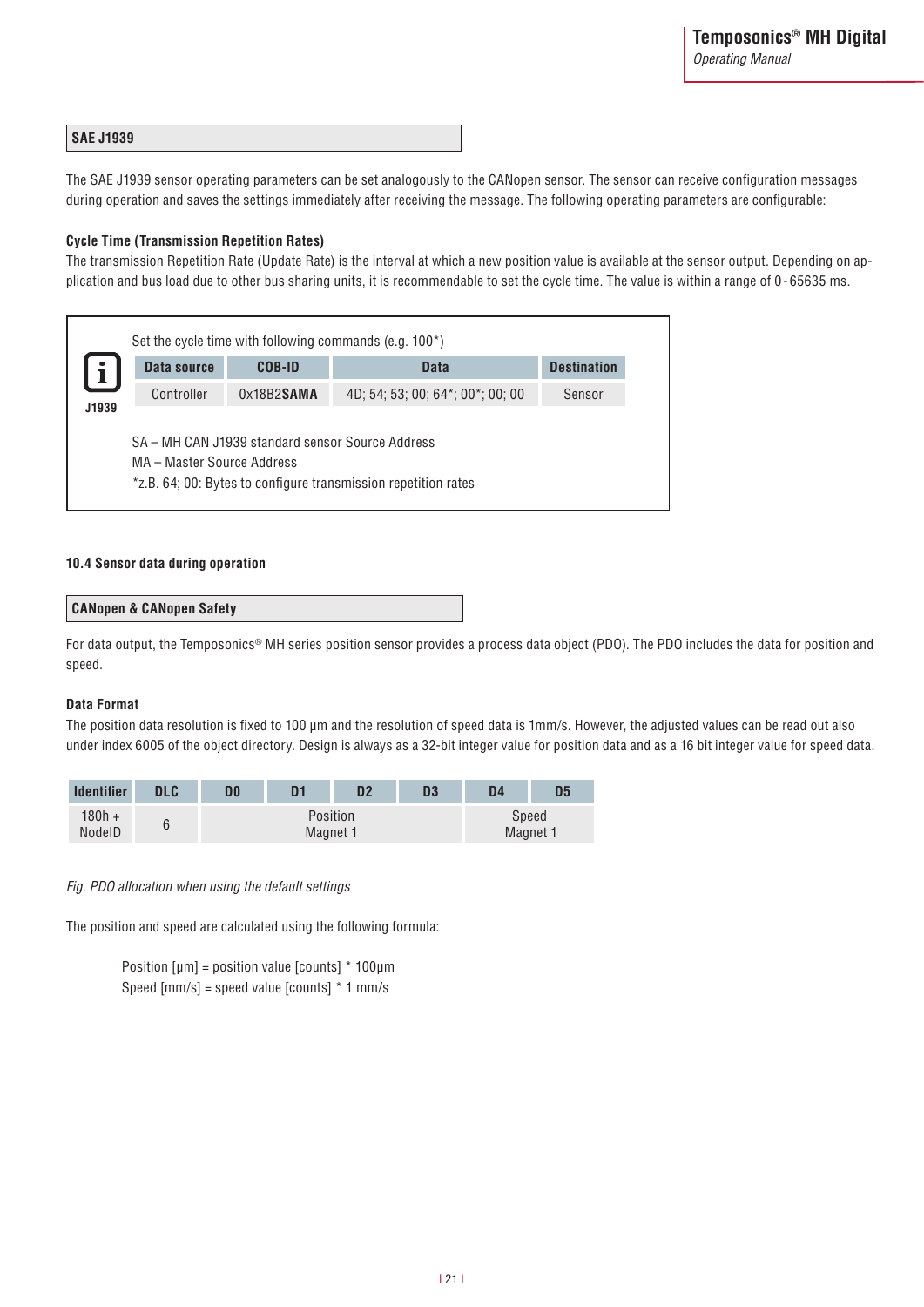### SAE J1939

The SAE J1939 sensor operating parameters can be set analogously to the CANopen sensor. The sensor can receive configuration messages during operation and saves the settings immediately after receiving the message. The following operating parameters are configurable:

**Cycle Time (Transmission Repetition Rates)**

The transmission Repetition Rate (Update Rate) is the interval at which a new position value is available at the sensor output. Depending on application and bus load due to other bus sharing units, it is recommendable to set the cycle time. The value is within a range of 0-65635 ms.

J1939

Set the cycle time with following commands (e.g. 100*)

| Data source | COB-ID | Data | Destination |
|---|---|---|---|
| Controller | 0x18B2**SAMA** | 4D; 54; 53; 00; 64*; 00*; 00; 00 | Sensor |

SA – MH CAN J1939 standard sensor Source Address
MA – Master Source Address
*z.B. 64; 00: Bytes to configure transmission repetition rates

## 10.4 Sensor data during operation

### CANopen & CANopen Safety

For data output, the Temposonics® MH series position sensor provides a process data object (PDO). The PDO includes the data for position and speed.

**Data Format**

The position data resolution is fixed to 100 µm and the resolution of speed data is 1mm/s. However, the adjusted values can be read out also under index 6005 of the object directory. Design is always as a 32-bit integer value for position data and as a 16 bit integer value for speed data.

| Identifier | DLC | D0 | D1 | D2 | D3 | D4 | D5 |
|---|---|---|---|---|---|---|---|
| 180h + NodeID | 6 | Position Magnet 1 | | | | Speed Magnet 1 | |

*Fig. PDO allocation when using the default settings*

The position and speed are calculated using the following formula:

Position [µm] = position value [counts] * 100µm
Speed [mm/s] = speed value [counts] * 1 mm/s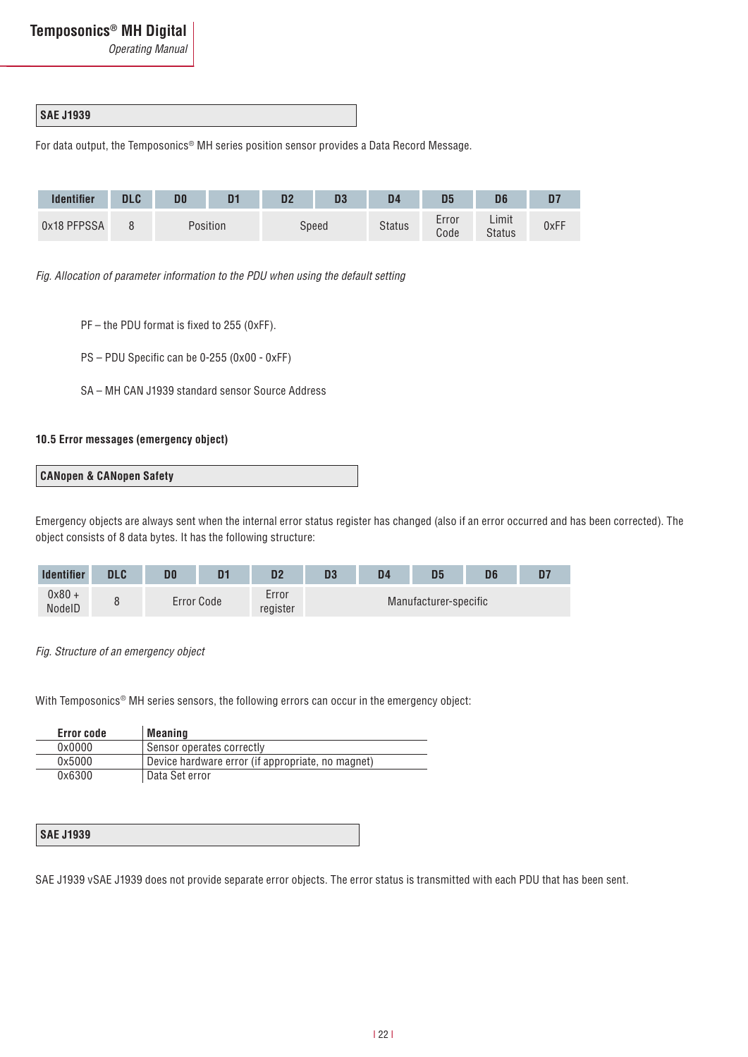**SAE J1939**

For data output, the Temposonics® MH series position sensor provides a Data Record Message.

| Identifier | DLC | D0 | D1 | D2 | D3 | D4 | D5 | D6 | D7 |
|---|---|---|---|---|---|---|---|---|---|
| 0x18 PFPSSA | 8 | Position | | Speed | | Status | Error Code | Limit Status | 0xFF |

*Fig. Allocation of parameter information to the PDU when using the default setting*

PF – the PDU format is fixed to 255 (0xFF).

PS – PDU Specific can be 0-255 (0x00 - 0xFF)

SA – MH CAN J1939 standard sensor Source Address

### 10.5 Error messages (emergency object)

**CANopen & CANopen Safety**

Emergency objects are always sent when the internal error status register has changed (also if an error occurred and has been corrected). The object consists of 8 data bytes. It has the following structure:

| Identifier | DLC | D0 | D1 | D2 | D3 | D4 | D5 | D6 | D7 |
|---|---|---|---|---|---|---|---|---|---|
| 0x80 + NodeID | 8 | Error Code | | Error register | Manufacturer-specific | | | | |

*Fig. Structure of an emergency object*

With Temposonics® MH series sensors, the following errors can occur in the emergency object:

| Error code | Meaning |
|---|---|
| 0x0000 | Sensor operates correctly |
| 0x5000 | Device hardware error (if appropriate, no magnet) |
| 0x6300 | Data Set error |

**SAE J1939**

SAE J1939 vSAE J1939 does not provide separate error objects. The error status is transmitted with each PDU that has been sent.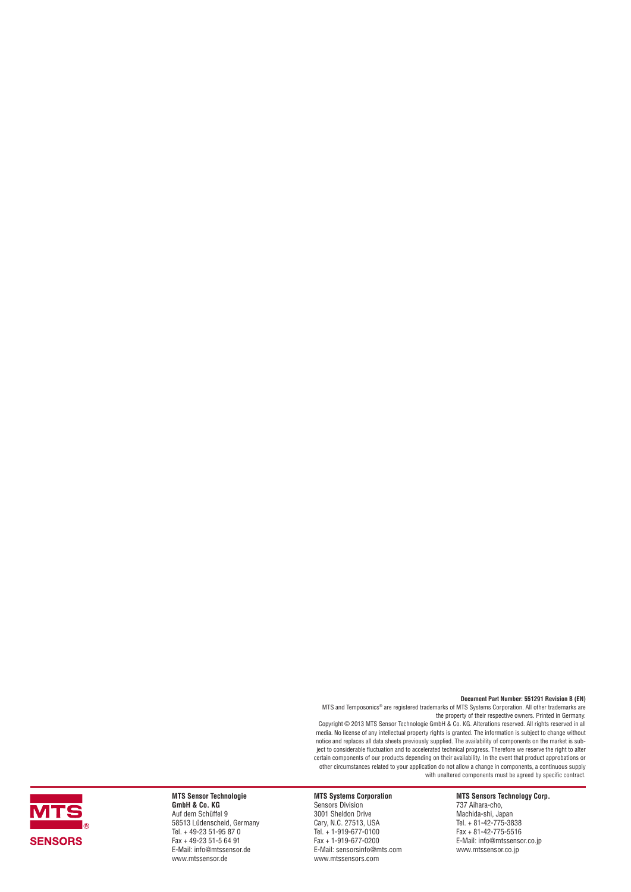**Document Part Number: 551291 Revision B (EN)**

MTS and Temposonics® are registered trademarks of MTS Systems Corporation. All other trademarks are the property of their respective owners. Printed in Germany.
Copyright © 2013 MTS Sensor Technologie GmbH & Co. KG. Alterations reserved. All rights reserved in all media. No license of any intellectual property rights is granted. The information is subject to change without notice and replaces all data sheets previously supplied. The availability of components on the market is subject to considerable fluctuation and to accelerated technical progress. Therefore we reserve the right to alter certain components of our products depending on their availability. In the event that product approbations or other circumstances related to your application do not allow a change in components, a continuous supply with unaltered components must be agreed by specific contract.

MTS SENSORS

**MTS Sensor Technologie GmbH & Co. KG**
Auf dem Schüffel 9
58513 Lüdenscheid, Germany
Tel. + 49-23 51-95 87 0
Fax + 49-23 51-5 64 91
E-Mail: info@mtssensor.de
www.mtssensor.de

**MTS Systems Corporation**
Sensors Division
3001 Sheldon Drive
Cary, N.C. 27513, USA
Tel. + 1-919-677-0100
Fax + 1-919-677-0200
E-Mail: sensorsinfo@mts.com
www.mtssensors.com

**MTS Sensors Technology Corp.**
737 Aihara-cho,
Machida-shi, Japan
Tel. + 81-42-775-3838
Fax + 81-42-775-5516
E-Mail: info@mtssensor.co.jp
www.mtssensor.co.jp